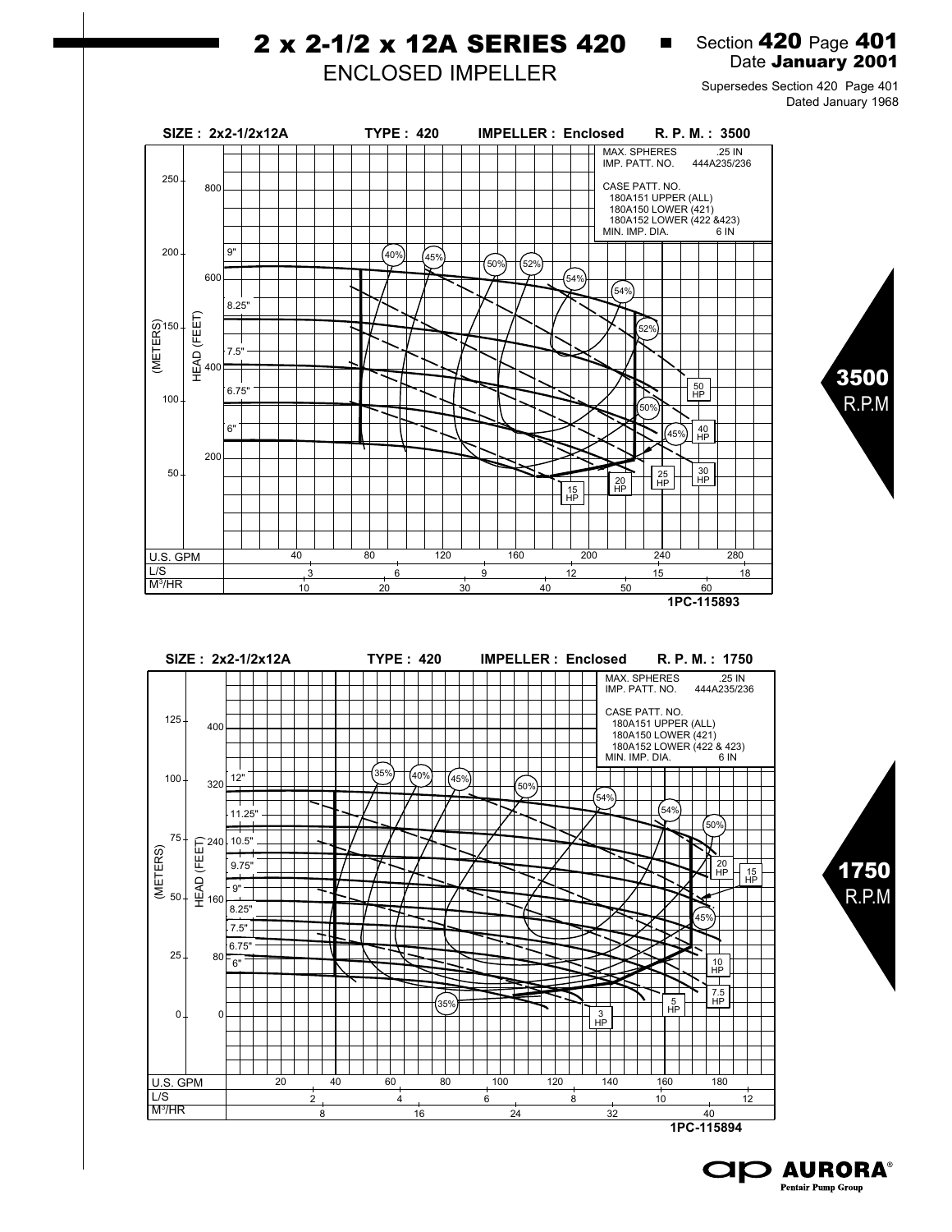# 2 x 2-1/2 x 12A SERIES 420

ENCLOSED IMPELLER

Section **420** Page **401**
Date **January 2001**

Supersedes Section 420 Page 401
Dated January 1968

SIZE : 2x2-1/2x12A    TYPE : 420    IMPELLER : Enclosed    R. P. M. : 3500

MAX. SPHERES .25 IN
IMP. PATT. NO. 444A235/236

CASE PATT. NO.
180A151 UPPER (ALL)
180A150 LOWER (421)
180A152 LOWER (422 &423)
MIN. IMP. DIA. 6 IN

1PC-115893

**3500 R.P.M**

SIZE : 2x2-1/2x12A    TYPE : 420    IMPELLER : Enclosed    R. P. M. : 1750

MAX. SPHERES .25 IN
IMP. PATT. NO. 444A235/236

CASE PATT. NO.
180A151 UPPER (ALL)
180A150 LOWER (421)
180A152 LOWER (422 & 423)
MIN. IMP. DIA. 6 IN

1PC-115894

**1750 R.P.M**

AURORA® Pentair Pump Group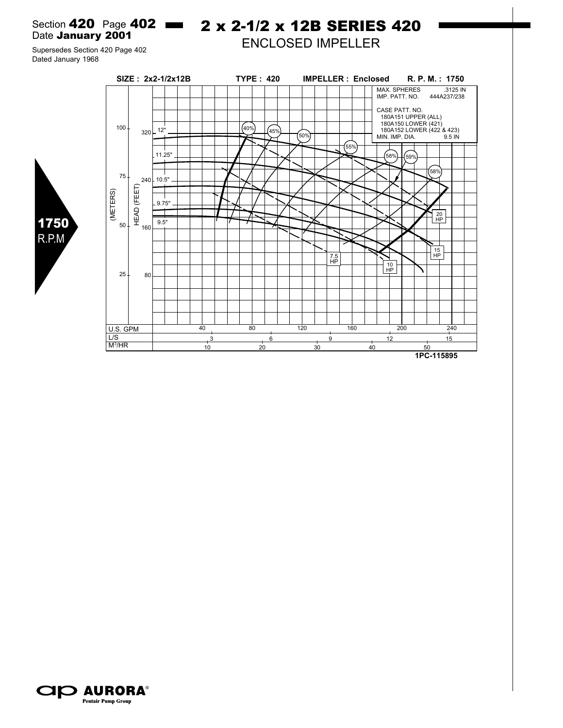Section **420** Page **402**
Date **January 2001**

Supersedes Section 420 Page 402
Dated January 1968

# 2 x 2-1/2 x 12B SERIES 420

## ENCLOSED IMPELLER

**1750** R.P.M

**SIZE : 2x2-1/2x12B** **TYPE : 420** **IMPELLER : Enclosed** **R. P. M. : 1750**

MAX. SPHERES .3125 IN
IMP. PATT. NO. 444A237/238

CASE PATT. NO.
180A151 UPPER (ALL)
180A150 LOWER (421)
180A152 LOWER (422 & 423)
MIN. IMP. DIA. 9.5 IN

Impeller diameters: 12", 11.25", 10.5", 9.75", 9.5"

Efficiency: 40%, 45%, 50%, 55%, 58%, 59%, 58%

Power: 7.5 HP, 10 HP, 15 HP, 20 HP

(METERS): 25, 50, 75, 100
HEAD (FEET): 80, 160, 240, 320

U.S. GPM: 40, 80, 120, 160, 200, 240
L/S: 3, 6, 9, 12, 15
$M^3$/HR: 10, 20, 30, 40, 50

1PC-115895

**AURORA**® Pentair Pump Group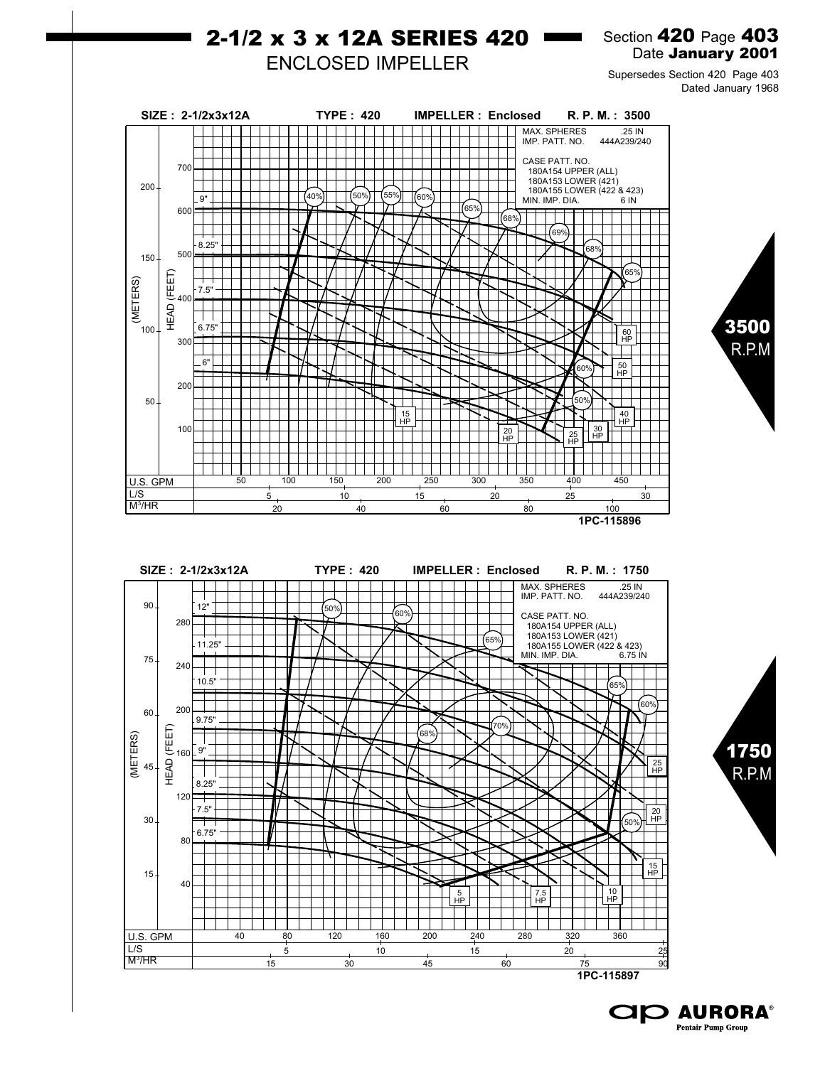# 2-1/2 x 3 x 12A SERIES 420

ENCLOSED IMPELLER

Section **420** Page **403**
Date **January 2001**

Supersedes Section 420 Page 403
Dated January 1968

SIZE : 2-1/2x3x12A TYPE : 420 IMPELLER : Enclosed R. P. M. : 3500

MAX. SPHERES .25 IN
IMP. PATT. NO. 444A239/240

CASE PATT. NO.
180A154 UPPER (ALL)
180A153 LOWER (421)
180A155 LOWER (422 & 423)
MIN. IMP. DIA. 6 IN

Impeller diameters: 9", 8.25", 7.5", 6.75", 6"

Efficiency: 40%, 50%, 55%, 60%, 65%, 68%, 69%, 68%, 65%, 60%, 50%

Horsepower: 15 HP, 20 HP, 25 HP, 30 HP, 40 HP, 50 HP, 60 HP

HEAD (FEET): 100, 200, 300, 400, 500, 600, 700
(METERS): 50, 100, 150, 200

U.S. GPM: 50, 100, 150, 200, 250, 300, 350, 400, 450
L/S: 5, 10, 15, 20, 25, 30
$M^3/HR$: 20, 40, 60, 80, 100

1PC-115896

**3500** R.P.M

SIZE : 2-1/2x3x12A TYPE : 420 IMPELLER : Enclosed R. P. M. : 1750

MAX. SPHERES .25 IN
IMP. PATT. NO. 444A239/240

CASE PATT. NO.
180A154 UPPER (ALL)
180A153 LOWER (421)
180A155 LOWER (422 & 423)
MIN. IMP. DIA. 6.75 IN

Impeller diameters: 12", 11.25", 10.5", 9.75", 9", 8.25", 7.5", 6.75"

Efficiency: 50%, 60%, 65%, 68%, 70%, 65%, 60%, 50%

Horsepower: 5 HP, 7.5 HP, 10 HP, 15 HP, 20 HP, 25 HP

HEAD (FEET): 40, 80, 120, 160, 200, 240, 280
(METERS): 15, 30, 45, 60, 75, 90

U.S. GPM: 40, 80, 120, 160, 200, 240, 280, 320, 360
L/S: 5, 10, 15, 20, 25
$M^3/HR$: 15, 30, 45, 60, 75, 90

1PC-115897

**1750** R.P.M

AURORA® Pentair Pump Group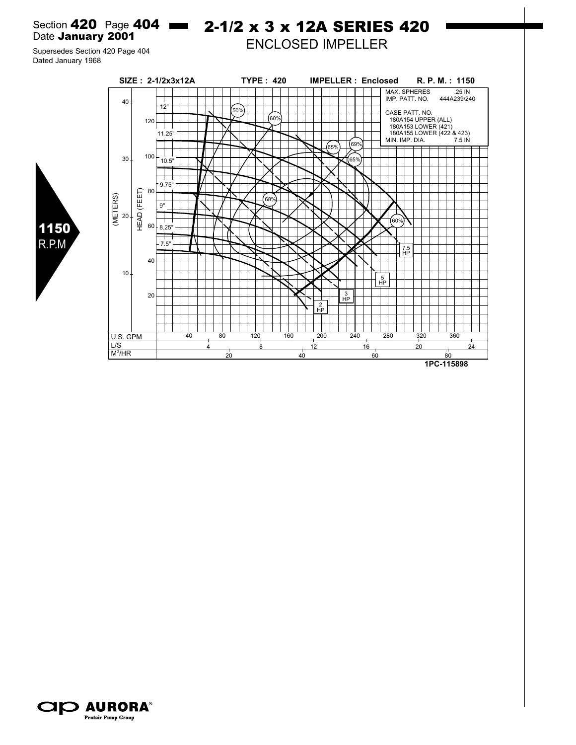Section **420** Page **404**
Date **January 2001**

Supersedes Section 420 Page 404
Dated January 1968

# 2-1/2 x 3 x 12A SERIES 420

## ENCLOSED IMPELLER

**1150** R.P.M

**SIZE : 2-1/2x3x12A** **TYPE : 420** **IMPELLER : Enclosed** **R. P. M. : 1150**

MAX. SPHERES .25 IN
IMP. PATT. NO. 444A239/240

CASE PATT. NO.
180A154 UPPER (ALL)
180A153 LOWER (421)
180A155 LOWER (422 & 423)
MIN. IMP. DIA. 7.5 IN

Impeller diameters: 12", 11.25", 10.5", 9.75", 9", 8.25", 7.5"

Efficiency: 50%, 60%, 65%, 68%, 69%, 65%, 60%

Horsepower: 2 HP, 3 HP, 5 HP, 7.5 HP

(METERS): 10, 20, 30, 40
HEAD (FEET): 20, 40, 60, 80, 100, 120

U.S. GPM: 40, 80, 120, 160, 200, 240, 280, 320, 360
L/S: 4, 8, 12, 16, 20, 24
$M^3/HR$: 20, 40, 60, 80

**1PC-115898**

**AURORA**® Pentair Pump Group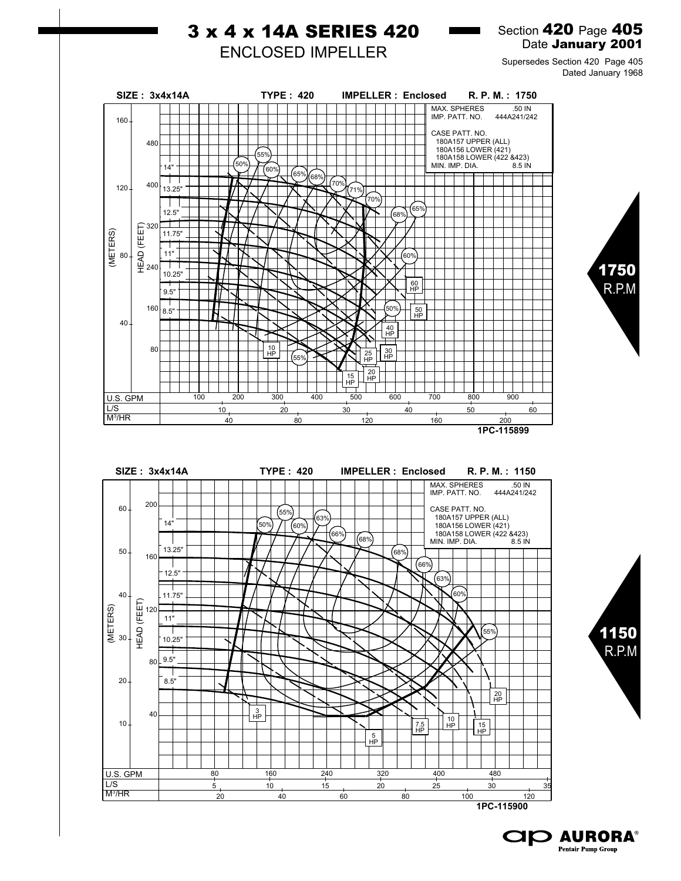# 3 x 4 x 14A SERIES 420

## ENCLOSED IMPELLER

Section **420** Page **405**
Date **January 2001**

Supersedes Section 420 Page 405
Dated January 1968

SIZE : 3x4x14A TYPE : 420 IMPELLER : Enclosed R. P. M. : 1750

MAX. SPHERES .50 IN
IMP. PATT. NO. 444A241/242

CASE PATT. NO.
180A157 UPPER (ALL)
180A156 LOWER (421)
180A158 LOWER (422 &423)
MIN. IMP. DIA. 8.5 IN

Impeller diameters: 14", 13.25", 12.5", 11.75", 11", 10.25", 9.5", 8.5"

Efficiency: 50%, 55%, 60%, 65%, 68%, 70%, 71%

Horsepower: 10 HP, 15 HP, 20 HP, 25 HP, 30 HP, 40 HP, 50 HP, 60 HP

HEAD (FEET): 80, 160, 240, 320, 400, 480
(METERS): 40, 80, 120, 160

U.S. GPM: 100, 200, 300, 400, 500, 600, 700, 800, 900
L/S: 10, 20, 30, 40, 50, 60
$M^3$/HR: 40, 80, 120, 160, 200

1PC-115899

**1750** R.P.M

SIZE : 3x4x14A TYPE : 420 IMPELLER : Enclosed R. P. M. : 1150

MAX. SPHERES .50 IN
IMP. PATT. NO. 444A241/242

CASE PATT. NO.
180A157 UPPER (ALL)
180A156 LOWER (421)
180A158 LOWER (422 &423)
MIN. IMP. DIA. 8.5 IN

Impeller diameters: 14", 13.25", 12.5", 11.75", 11", 10.25", 9.5", 8.5"

Efficiency: 50%, 55%, 60%, 63%, 66%, 68%

Horsepower: 3 HP, 5 HP, 7.5 HP, 10 HP, 15 HP, 20 HP

HEAD (FEET): 40, 80, 120, 160, 200
(METERS): 10, 20, 30, 40, 50, 60

U.S. GPM: 80, 160, 240, 320, 400, 480
L/S: 5, 10, 15, 20, 25, 30, 35
$M^3$/HR: 20, 40, 60, 80, 100, 120

1PC-115900

**1150** R.P.M

AURORA®
Pentair Pump Group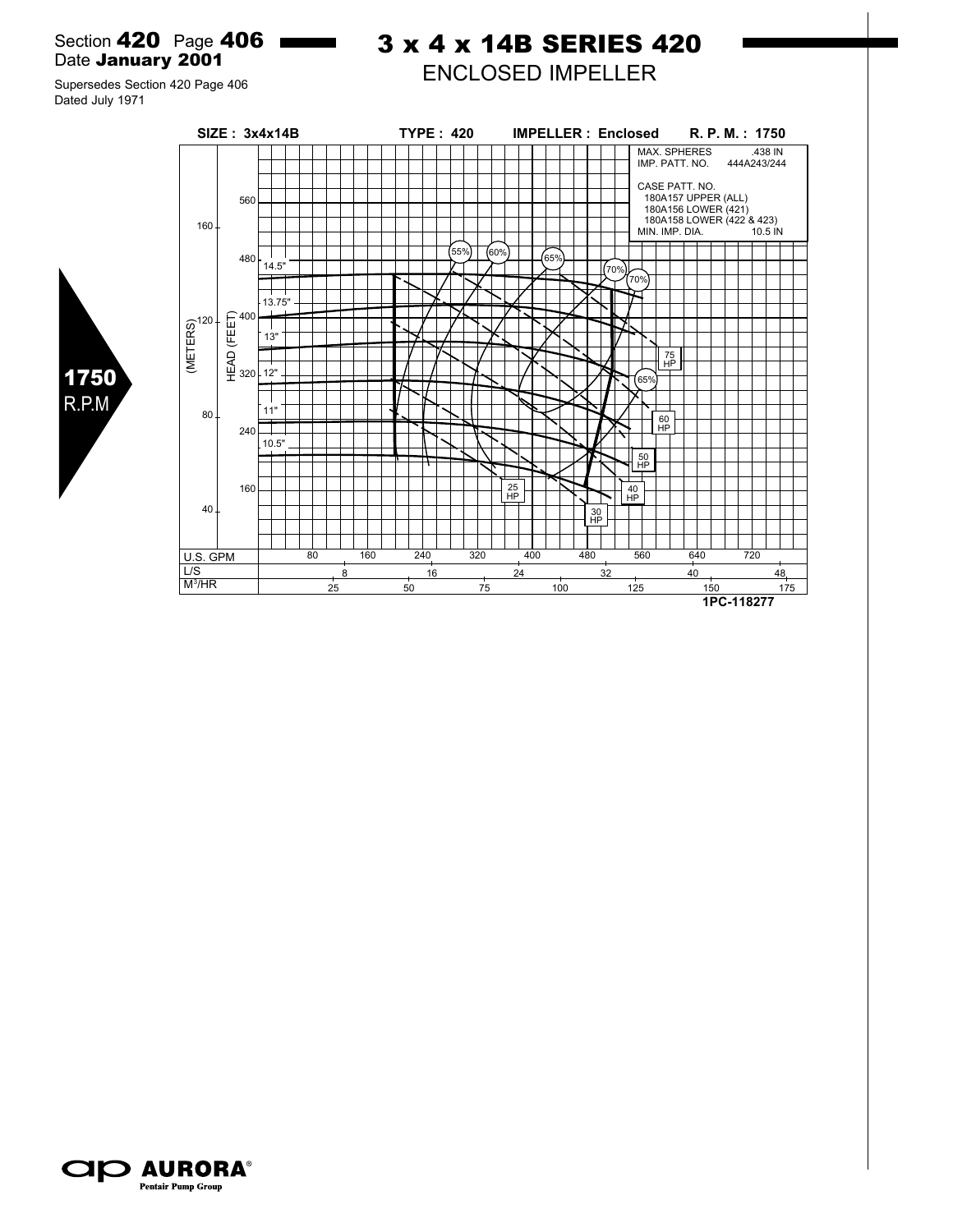Section **420** Page **406**
Date **January 2001**

Supersedes Section 420 Page 406
Dated July 1971

# 3 x 4 x 14B SERIES 420

## ENCLOSED IMPELLER

**1750** R.P.M

**SIZE : 3x4x14B** **TYPE : 420** **IMPELLER : Enclosed** **R. P. M. : 1750**

MAX. SPHERES .438 IN
IMP. PATT. NO. 444A243/244

CASE PATT. NO.
180A157 UPPER (ALL)
180A156 LOWER (421)
180A158 LOWER (422 & 423)
MIN. IMP. DIA. 10.5 IN

Impeller diameters: 14.5", 13.75", 13", 12", 11", 10.5"

Efficiency: 55%, 60%, 65%, 70%, 70%, 65%

Power: 25 HP, 30 HP, 40 HP, 50 HP, 60 HP, 75 HP

HEAD (FEET): 160, 240, 320, 400, 480, 560
(METERS): 40, 80, 120, 160

U.S. GPM: 80, 160, 240, 320, 400, 480, 560, 640, 720
L/S: 8, 16, 24, 32, 40, 48
$M^3$/HR: 25, 50, 75, 100, 125, 150, 175

1PC-118277

**AURORA**® Pentair Pump Group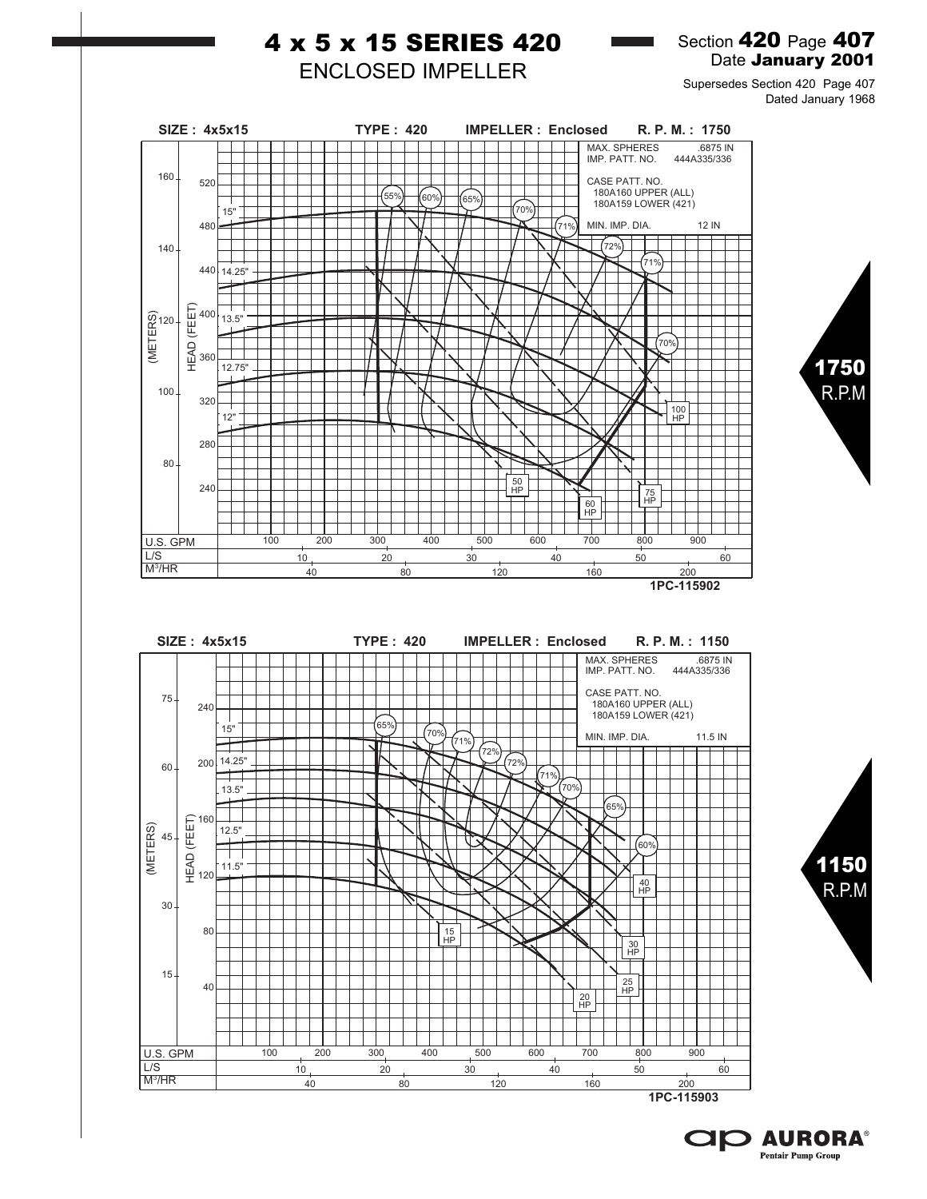# 4 x 5 x 15 SERIES 420

## ENCLOSED IMPELLER

Section **420** Page **407**
Date **January 2001**

Supersedes Section 420 Page 407
Dated January 1968

**SIZE : 4x5x15** **TYPE : 420** **IMPELLER : Enclosed** **R. P. M. : 1750**

MAX. SPHERES .6875 IN
IMP. PATT. NO. 444A335/336

CASE PATT. NO.
180A160 UPPER (ALL)
180A159 LOWER (421)

MIN. IMP. DIA. 12 IN

Impeller diameters: 15", 14.25", 13.5", 12.75", 12"

Efficiency curves: 55%, 60%, 65%, 70%, 71%, 72%, 71%, 70%

Horsepower lines: 50 HP, 60 HP, 75 HP, 100 HP

HEAD (FEET): 240, 280, 320, 360, 400, 440, 480, 520
(METERS): 80, 100, 120, 140, 160

| U.S. GPM | 100 | 200 | 300 | 400 | 500 | 600 | 700 | 800 | 900 |
|---|---|---|---|---|---|---|---|---|---|
| L/S | 10 | 20 | 30 | 40 | 50 | 60 | | | |
| $M^3/HR$ | 40 | 80 | 120 | 160 | 200 | | | | |

1PC-115902

**1750 R.P.M**

**SIZE : 4x5x15** **TYPE : 420** **IMPELLER : Enclosed** **R. P. M. : 1150**

MAX. SPHERES .6875 IN
IMP. PATT. NO. 444A335/336

CASE PATT. NO.
180A160 UPPER (ALL)
180A159 LOWER (421)

MIN. IMP. DIA. 11.5 IN

Impeller diameters: 15", 14.25", 13.5", 12.5", 11.5"

Efficiency curves: 65%, 70%, 71%, 72%, 72%, 71%, 70%, 65%, 60%

Horsepower lines: 15 HP, 20 HP, 25 HP, 30 HP, 40 HP

HEAD (FEET): 40, 80, 120, 160, 200, 240
(METERS): 15, 30, 45, 60, 75

| U.S. GPM | 100 | 200 | 300 | 400 | 500 | 600 | 700 | 800 | 900 |
|---|---|---|---|---|---|---|---|---|---|
| L/S | 10 | 20 | 30 | 40 | 50 | 60 | | | |
| $M^3/HR$ | 40 | 80 | 120 | 160 | 200 | | | | |

1PC-115903

**1150 R.P.M**

AURORA® Pentair Pump Group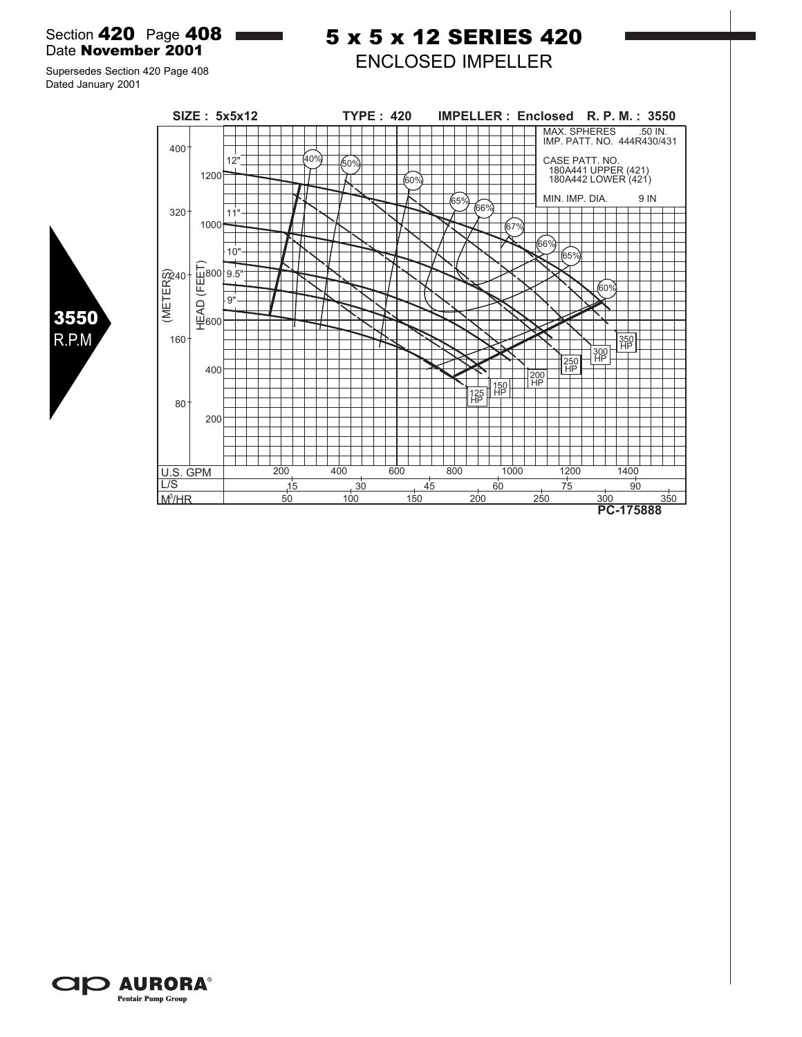Section **420** Page **408**
Date **November 2001**

Supersedes Section 420 Page 408
Dated January 2001

# 5 x 5 x 12 SERIES 420

## ENCLOSED IMPELLER

**3550** R.P.M

**SIZE : 5x5x12 TYPE : 420 IMPELLER : Enclosed R. P. M. : 3550**

MAX. SPHERES .50 IN.
IMP. PATT. NO. 444R430/431

CASE PATT. NO.
180A441 UPPER (421)
180A442 LOWER (421)

MIN. IMP. DIA. 9 IN

Impeller diameters: 12", 11", 10", 9.5", 9"

Efficiency: 40%, 50%, 60%, 65%, 66%, 67%, 66%, 65%, 60%

Power: 125 HP, 150 HP, 200 HP, 250 HP, 300 HP, 350 HP

(METERS): 80, 160, 240, 320, 400

HEAD (FEET): 200, 400, 600, 800, 1000, 1200

U.S. GPM: 200, 400, 600, 800, 1000, 1200, 1400

L/S: 15, 30, 45, 60, 75, 90

$M^3$/HR: 50, 100, 150, 200, 250, 300, 350

**PC-175888**

AURORA®
Pentair Pump Group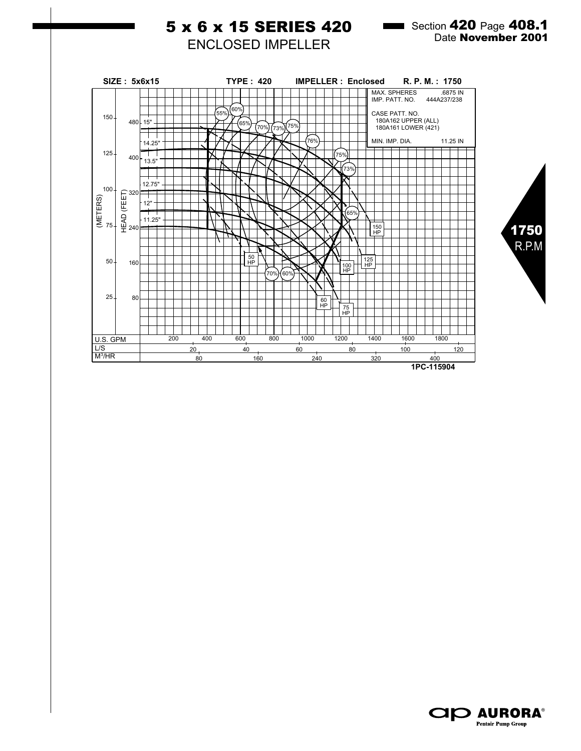# 5 x 6 x 15 SERIES 420

## ENCLOSED IMPELLER

Section **420** Page **408.1**
Date **November 2001**

SIZE : 5x6x15 TYPE : 420 IMPELLER : Enclosed R. P. M. : 1750

MAX. SPHERES .6875 IN
IMP. PATT. NO. 444A237/238

CASE PATT. NO.
180A162 UPPER (ALL)
180A161 LOWER (421)

MIN. IMP. DIA. 11.25 IN

Impeller diameters: 15", 14.25", 13.5", 12.75", 12", 11.25"

Efficiency: 55%, 60%, 65%, 70%, 73%, 75%, 76%, 75%, 73%, 65%, 70%, 60%

Power: 50 HP, 60 HP, 75 HP, 100 HP, 125 HP, 150 HP

HEAD (FEET): 80, 160, 240, 320, 400, 480

(METERS): 25, 50, 75, 100, 125, 150

U.S. GPM: 200, 400, 600, 800, 1000, 1200, 1400, 1600, 1800

L/S: 20, 40, 60, 80, 100, 120

$M^3/HR$: 80, 160, 240, 320, 400

1PC-115904

**1750** R.P.M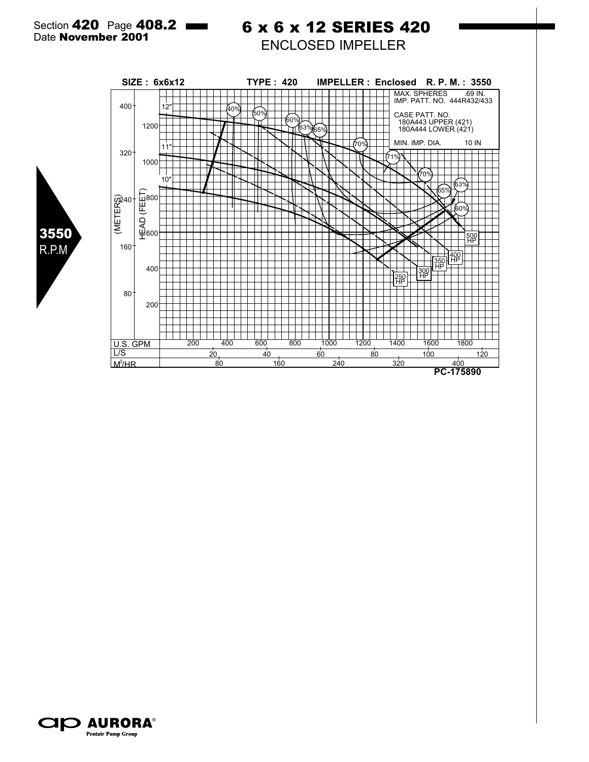# 6 x 6 x 12 SERIES 420

## ENCLOSED IMPELLER

3550 R.P.M

**SIZE : 6x6x12 TYPE : 420 IMPELLER : Enclosed R. P. M. : 3550**

MAX. SPHERES .69 IN.
IMP. PATT. NO. 444R432/433

CASE PATT. NO.
180A443 UPPER (421)
180A444 LOWER (421)

MIN. IMP. DIA. 10 IN

12" 11" 10"

40% 50% 60% 63% 65% 70% 71% 70% 65% 63% 60%

250 HP 300 HP 350 HP 400 HP 500 HP

HEAD (FEET): 200 400 600 800 1000 1200

(METERS): 80 160 240 320 400

U.S. GPM: 200 400 600 800 1000 1200 1400 1600 1800

L/S: 20 40 60 80 100 120

$M^3$/HR: 80 160 240 320 400

PC-175890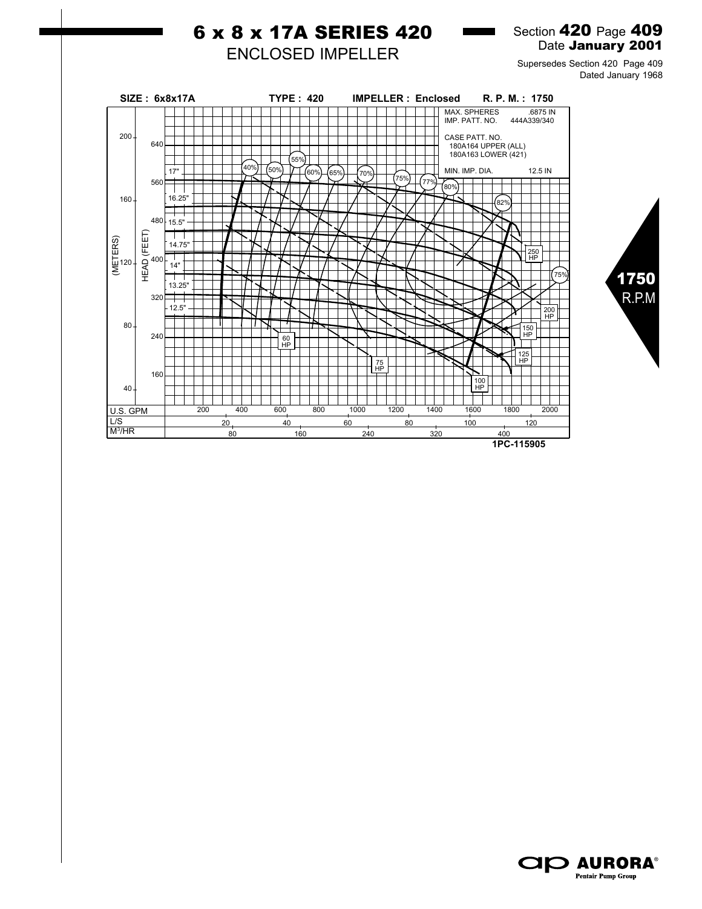# 6 x 8 x 17A SERIES 420

## ENCLOSED IMPELLER

Section **420** Page **409**
Date **January 2001**

Supersedes Section 420 Page 409
Dated January 1968

**SIZE : 6x8x17A** **TYPE : 420** **IMPELLER : Enclosed** **R. P. M. : 1750**

| | |
|---|---|
| MAX. SPHERES | .6875 IN |
| IMP. PATT. NO. | 444A339/340 |
| CASE PATT. NO. | 180A164 UPPER (ALL) 180A163 LOWER (421) |
| MIN. IMP. DIA. | 12.5 IN |

Impeller diameters: 17", 16.25", 15.5", 14.75", 14", 13.25", 12.5"

Efficiency: 40%, 50%, 55%, 60%, 65%, 70%, 75%, 77%, 80%, 82%, 75%

Power: 60 HP, 75 HP, 100 HP, 125 HP, 150 HP, 200 HP, 250 HP

(METERS): 40, 80, 120, 160, 200

HEAD (FEET): 160, 240, 320, 400, 480, 560, 640

| | |
|---|---|
| U.S. GPM | 200, 400, 600, 800, 1000, 1200, 1400, 1600, 1800, 2000 |
| L/S | 20, 40, 60, 80, 100, 120 |
| $M^3/HR$ | 80, 160, 240, 320, 400 |

1PC-115905

**1750** R.P.M

AURORA® Pentair Pump Group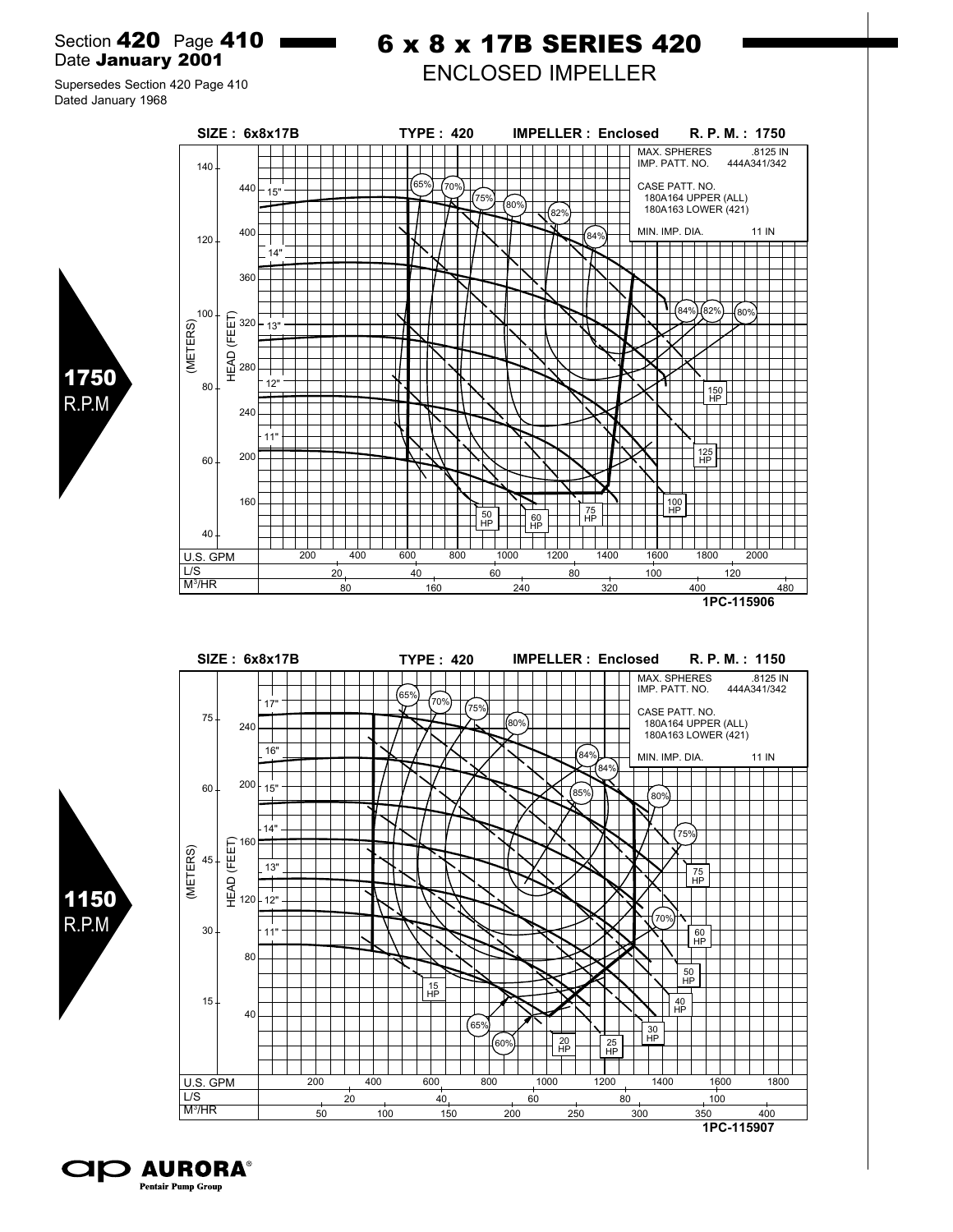Section **420** Page **410**
Date **January 2001**

Supersedes Section 420 Page 410
Dated January 1968

# 6 x 8 x 17B SERIES 420

## ENCLOSED IMPELLER

**1750** R.P.M

**SIZE : 6x8x17B** **TYPE : 420** **IMPELLER : Enclosed** **R. P. M. : 1750**

MAX. SPHERES .8125 IN
IMP. PATT. NO. 444A341/342

CASE PATT. NO.
180A164 UPPER (ALL)
180A163 LOWER (421)

MIN. IMP. DIA. 11 IN

15"
14"
13"
12"
11"

65%
70%
75%
80%
82%
84%
84%
82%
80%

150 HP
125 HP
100 HP
75 HP
60 HP
50 HP

(METERS) 140 120 100 80 60 40

HEAD (FEET) 440 400 360 320 280 240 200 160

U.S. GPM 200 400 600 800 1000 1200 1400 1600 1800 2000

L/S 20 40 60 80 100 120

$M^3$/HR 80 160 240 320 400 480

1PC-115906

**1150** R.P.M

**SIZE : 6x8x17B** **TYPE : 420** **IMPELLER : Enclosed** **R. P. M. : 1150**

MAX. SPHERES .8125 IN
IMP. PATT. NO. 444A341/342

CASE PATT. NO.
180A164 UPPER (ALL)
180A163 LOWER (421)

MIN. IMP. DIA. 11 IN

17"
16"
15"
14"
13"
12"
11"

65%
70%
75%
80%
84%
84%
85%
80%
75%
70%
65%
60%

75 HP
60 HP
50 HP
40 HP
30 HP
25 HP
20 HP
15 HP

(METERS) 75 60 45 30 15

HEAD (FEET) 240 200 160 120 80 40

U.S. GPM 200 400 600 800 1000 1200 1400 1600 1800

L/S 20 40 60 80 100

$M^3$/HR 50 100 150 200 250 300 350 400

1PC-115907

AURORA®
Pentair Pump Group